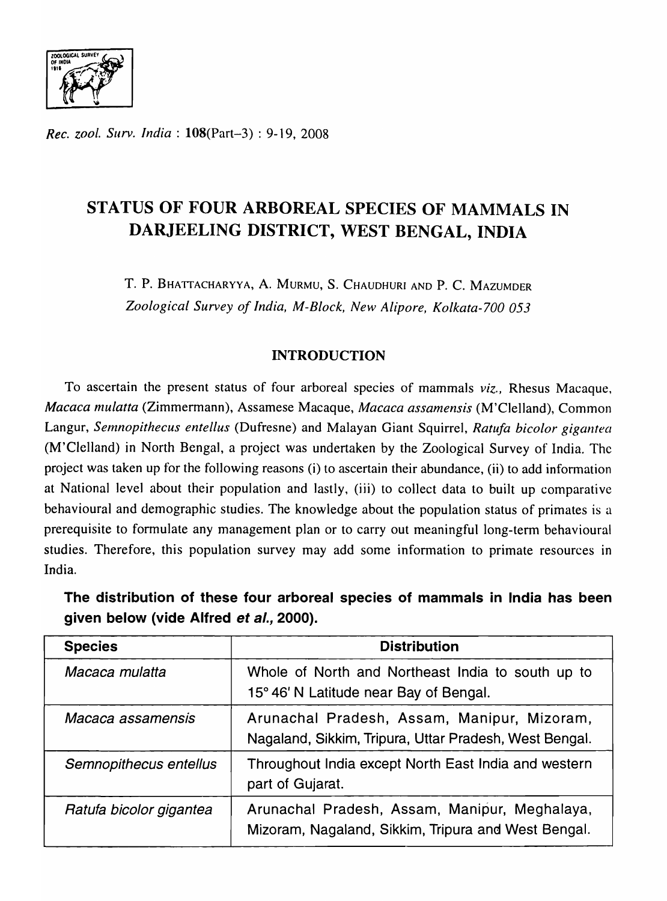# STATUS OF FOUR ARBOREAL SPECIES OF MAMMALS IN DARJEELING DISTRICT, WEST BENGAL, INDIA

T. P. BHATTACHARYYA, A. MURMU, S. CHAUDHURI AND P. C. MAZUMDER

*Zoological Survey of India, M-Block, New Alipore, Kolkata-700 053*

## INTRODUCTION

To ascertain the present status of four arboreal species of mammals *viz.*, Rhesus Macaque, *Macaca mulatta* (Zimmermann), Assamese Macaque, *Macaca assamensis* (M'Clelland), Common Langur, *Semnopithecus entellus* (Dufresne) and Malayan Giant Squirrel, *Ratufa bicolor gigantea* (M'Clelland) in North Bengal, a project was undertaken by the Zoological Survey of India. The project was taken up for the following reasons (i) to ascertain their abundance, (ii) to add information at National level about their population and lastly, (iii) to collect data to built up comparative behavioural and demographic studies. The knowledge about the population status of primates is a prerequisite to formulate any management plan or to carry out meaningful long-term behavioural studies. Therefore, this population survey may add some information to primate resources in India.

**The distribution of these four arboreal species of mammals in India has been given below (vide Alfred *et al.*, 2000).**

| Species | Distribution |
|---|---|
| *Macaca mulatta* | Whole of North and Northeast India to south up to 15° 46' N Latitude near Bay of Bengal. |
| *Macaca assamensis* | Arunachal Pradesh, Assam, Manipur, Mizoram, Nagaland, Sikkim, Tripura, Uttar Pradesh, West Bengal. |
| *Semnopithecus entellus* | Throughout India except North East India and western part of Gujarat. |
| *Ratufa bicolor gigantea* | Arunachal Pradesh, Assam, Manipur, Meghalaya, Mizoram, Nagaland, Sikkim, Tripura and West Bengal. |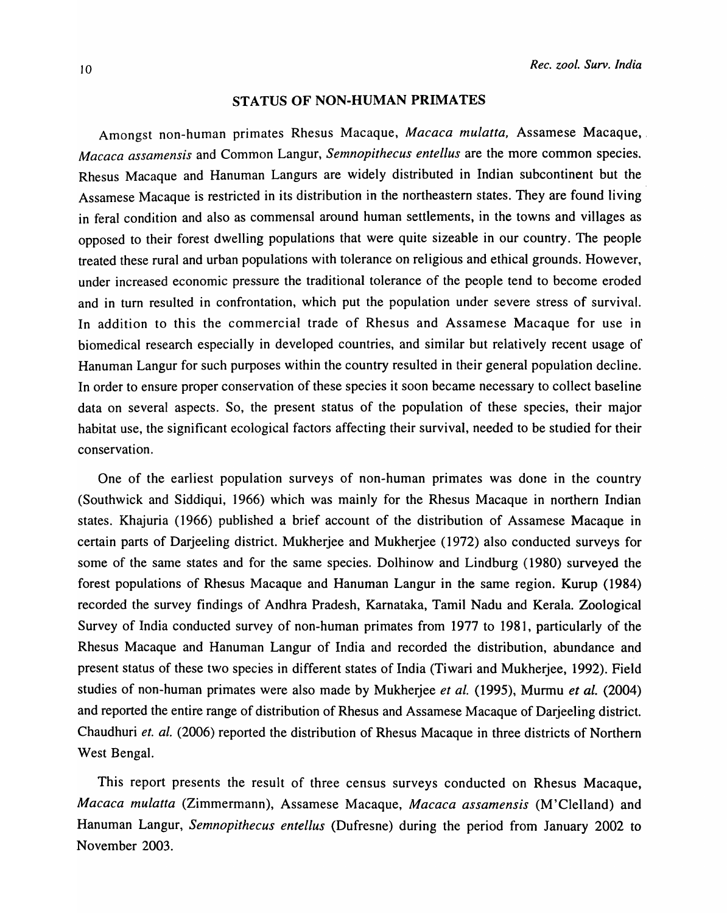## STATUS OF NON-HUMAN PRIMATES

Amongst non-human primates Rhesus Macaque, *Macaca mulatta,* Assamese Macaque, *Macaca assamensis* and Common Langur, *Semnopithecus entellus* are the more common species. Rhesus Macaque and Hanuman Langurs are widely distributed in Indian subcontinent but the Assamese Macaque is restricted in its distribution in the northeastern states. They are found living in feral condition and also as commensal around human settlements, in the towns and villages as opposed to their forest dwelling populations that were quite sizeable in our country. The people treated these rural and urban populations with tolerance on religious and ethical grounds. However, under increased economic pressure the traditional tolerance of the people tend to become eroded and in turn resulted in confrontation, which put the population under severe stress of survival. In addition to this the commercial trade of Rhesus and Assamese Macaque for use in biomedical research especially in developed countries, and similar but relatively recent usage of Hanuman Langur for such purposes within the country resulted in their general population decline. In order to ensure proper conservation of these species it soon became necessary to collect baseline data on several aspects. So, the present status of the population of these species, their major habitat use, the significant ecological factors affecting their survival, needed to be studied for their conservation.

One of the earliest population surveys of non-human primates was done in the country (Southwick and Siddiqui, 1966) which was mainly for the Rhesus Macaque in northern Indian states. Khajuria (1966) published a brief account of the distribution of Assamese Macaque in certain parts of Darjeeling district. Mukherjee and Mukherjee (1972) also conducted surveys for some of the same states and for the same species. Dolhinow and Lindburg (1980) surveyed the forest populations of Rhesus Macaque and Hanuman Langur in the same region. Kurup (1984) recorded the survey findings of Andhra Pradesh, Karnataka, Tamil Nadu and Kerala. Zoological Survey of India conducted survey of non-human primates from 1977 to 1981, particularly of the Rhesus Macaque and Hanuman Langur of India and recorded the distribution, abundance and present status of these two species in different states of India (Tiwari and Mukherjee, 1992). Field studies of non-human primates were also made by Mukherjee *et al.* (1995), Murmu *et al.* (2004) and reported the entire range of distribution of Rhesus and Assamese Macaque of Darjeeling district. Chaudhuri *et. al.* (2006) reported the distribution of Rhesus Macaque in three districts of Northern West Bengal.

This report presents the result of three census surveys conducted on Rhesus Macaque, *Macaca mulatta* (Zimmermann), Assamese Macaque, *Macaca assamensis* (M'Clelland) and Hanuman Langur, *Semnopithecus entellus* (Dufresne) during the period from January 2002 to November 2003.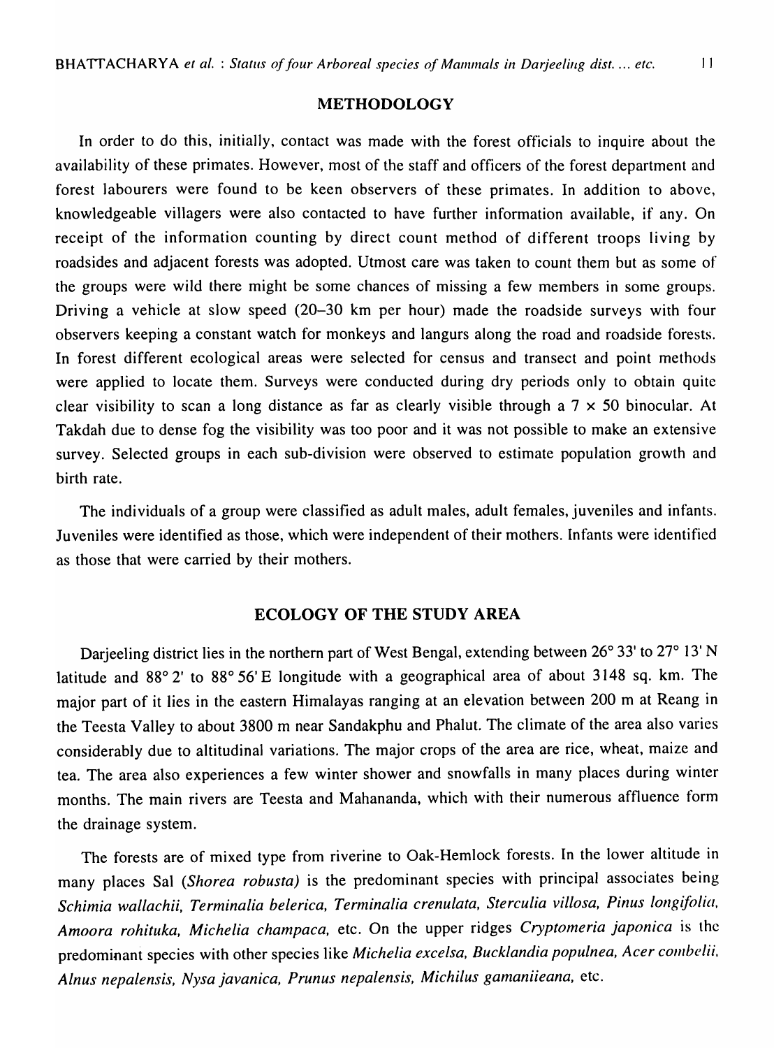## METHODOLOGY

In order to do this, initially, contact was made with the forest officials to inquire about the availability of these primates. However, most of the staff and officers of the forest department and forest labourers were found to be keen observers of these primates. In addition to above, knowledgeable villagers were also contacted to have further information available, if any. On receipt of the information counting by direct count method of different troops living by roadsides and adjacent forests was adopted. Utmost care was taken to count them but as some of the groups were wild there might be some chances of missing a few members in some groups. Driving a vehicle at slow speed (20–30 km per hour) made the roadside surveys with four observers keeping a constant watch for monkeys and langurs along the road and roadside forests. In forest different ecological areas were selected for census and transect and point methods were applied to locate them. Surveys were conducted during dry periods only to obtain quite clear visibility to scan a long distance as far as clearly visible through a 7 × 50 binocular. At Takdah due to dense fog the visibility was too poor and it was not possible to make an extensive survey. Selected groups in each sub-division were observed to estimate population growth and birth rate.

The individuals of a group were classified as adult males, adult females, juveniles and infants. Juveniles were identified as those, which were independent of their mothers. Infants were identified as those that were carried by their mothers.

## ECOLOGY OF THE STUDY AREA

Darjeeling district lies in the northern part of West Bengal, extending between 26° 33' to 27° 13' N latitude and 88° 2' to 88° 56' E longitude with a geographical area of about 3148 sq. km. The major part of it lies in the eastern Himalayas ranging at an elevation between 200 m at Reang in the Teesta Valley to about 3800 m near Sandakphu and Phalut. The climate of the area also varies considerably due to altitudinal variations. The major crops of the area are rice, wheat, maize and tea. The area also experiences a few winter shower and snowfalls in many places during winter months. The main rivers are Teesta and Mahananda, which with their numerous affluence form the drainage system.

The forests are of mixed type from riverine to Oak-Hemlock forests. In the lower altitude in many places Sal (*Shorea robusta*) is the predominant species with principal associates being *Schimia wallachii, Terminalia belerica, Terminalia crenulata, Sterculia villosa, Pinus longifolia, Amoora rohituka, Michelia champaca*, etc. On the upper ridges *Cryptomeria japonica* is the predominant species with other species like *Michelia excelsa, Bucklandia populnea, Acer combelii, Alnus nepalensis, Nysa javanica, Prunus nepalensis, Michilus gamaniieana*, etc.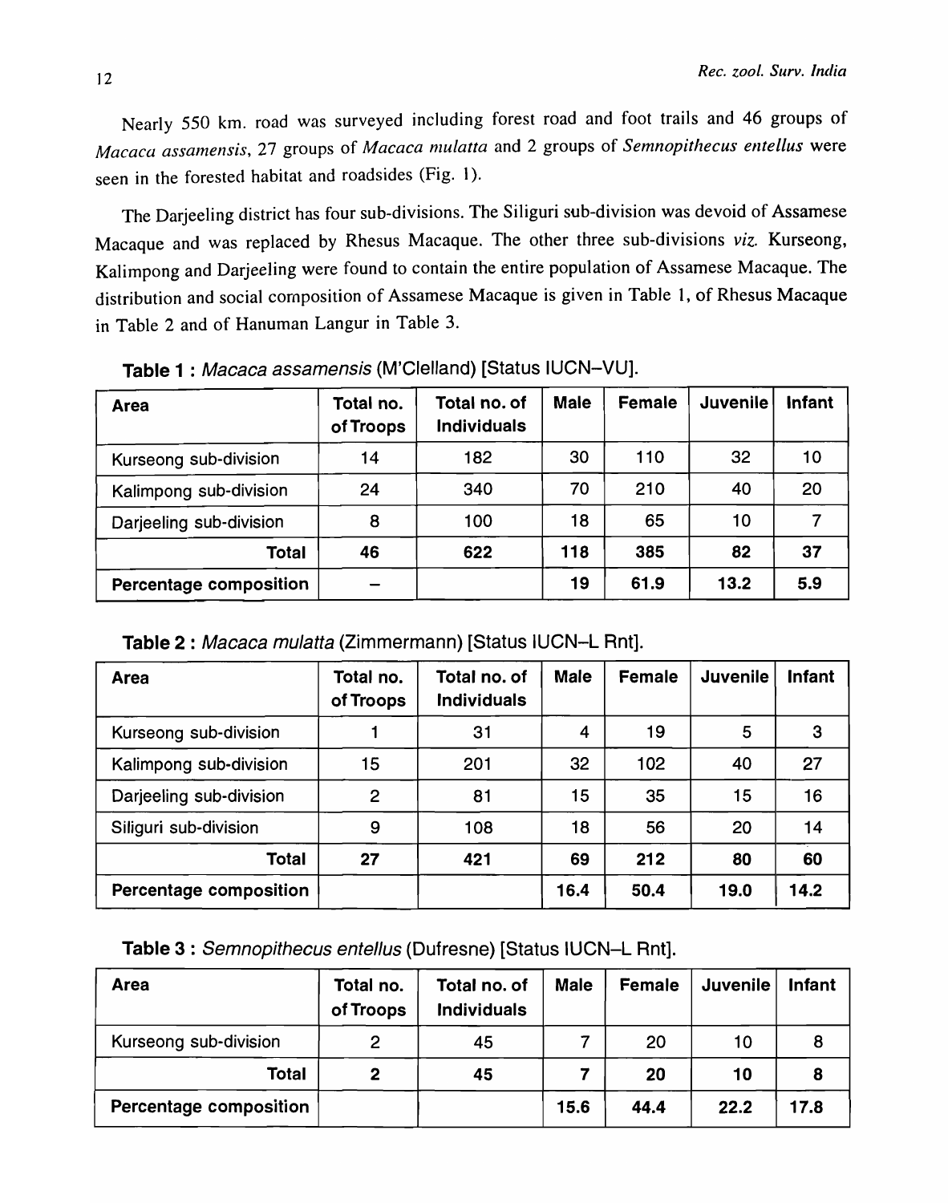Nearly 550 km. road was surveyed including forest road and foot trails and 46 groups of *Macaca assamensis*, 27 groups of *Macaca mulatta* and 2 groups of *Semnopithecus entellus* were seen in the forested habitat and roadsides (Fig. 1).

The Darjeeling district has four sub-divisions. The Siliguri sub-division was devoid of Assamese Macaque and was replaced by Rhesus Macaque. The other three sub-divisions *viz.* Kurseong, Kalimpong and Darjeeling were found to contain the entire population of Assamese Macaque. The distribution and social composition of Assamese Macaque is given in Table 1, of Rhesus Macaque in Table 2 and of Hanuman Langur in Table 3.

**Table 1 :** *Macaca assamensis* (M'Clelland) [Status IUCN–VU].

| Area | Total no. of Troops | Total no. of Individuals | Male | Female | Juvenile | Infant |
|---|---|---|---|---|---|---|
| Kurseong sub-division | 14 | 182 | 30 | 110 | 32 | 10 |
| Kalimpong sub-division | 24 | 340 | 70 | 210 | 40 | 20 |
| Darjeeling sub-division | 8 | 100 | 18 | 65 | 10 | 7 |
| **Total** | **46** | **622** | **118** | **385** | **82** | **37** |
| **Percentage composition** | **–** | | **19** | **61.9** | **13.2** | **5.9** |

**Table 2 :** *Macaca mulatta* (Zimmermann) [Status IUCN–L Rnt].

| Area | Total no. of Troops | Total no. of Individuals | Male | Female | Juvenile | Infant |
|---|---|---|---|---|---|---|
| Kurseong sub-division | 1 | 31 | 4 | 19 | 5 | 3 |
| Kalimpong sub-division | 15 | 201 | 32 | 102 | 40 | 27 |
| Darjeeling sub-division | 2 | 81 | 15 | 35 | 15 | 16 |
| Siliguri sub-division | 9 | 108 | 18 | 56 | 20 | 14 |
| **Total** | **27** | **421** | **69** | **212** | **80** | **60** |
| **Percentage composition** | | | **16.4** | **50.4** | **19.0** | **14.2** |

**Table 3 :** *Semnopithecus entellus* (Dufresne) [Status IUCN–L Rnt].

| Area | Total no. of Troops | Total no. of Individuals | Male | Female | Juvenile | Infant |
|---|---|---|---|---|---|---|
| Kurseong sub-division | 2 | 45 | 7 | 20 | 10 | 8 |
| **Total** | **2** | **45** | **7** | **20** | **10** | **8** |
| **Percentage composition** | | | **15.6** | **44.4** | **22.2** | **17.8** |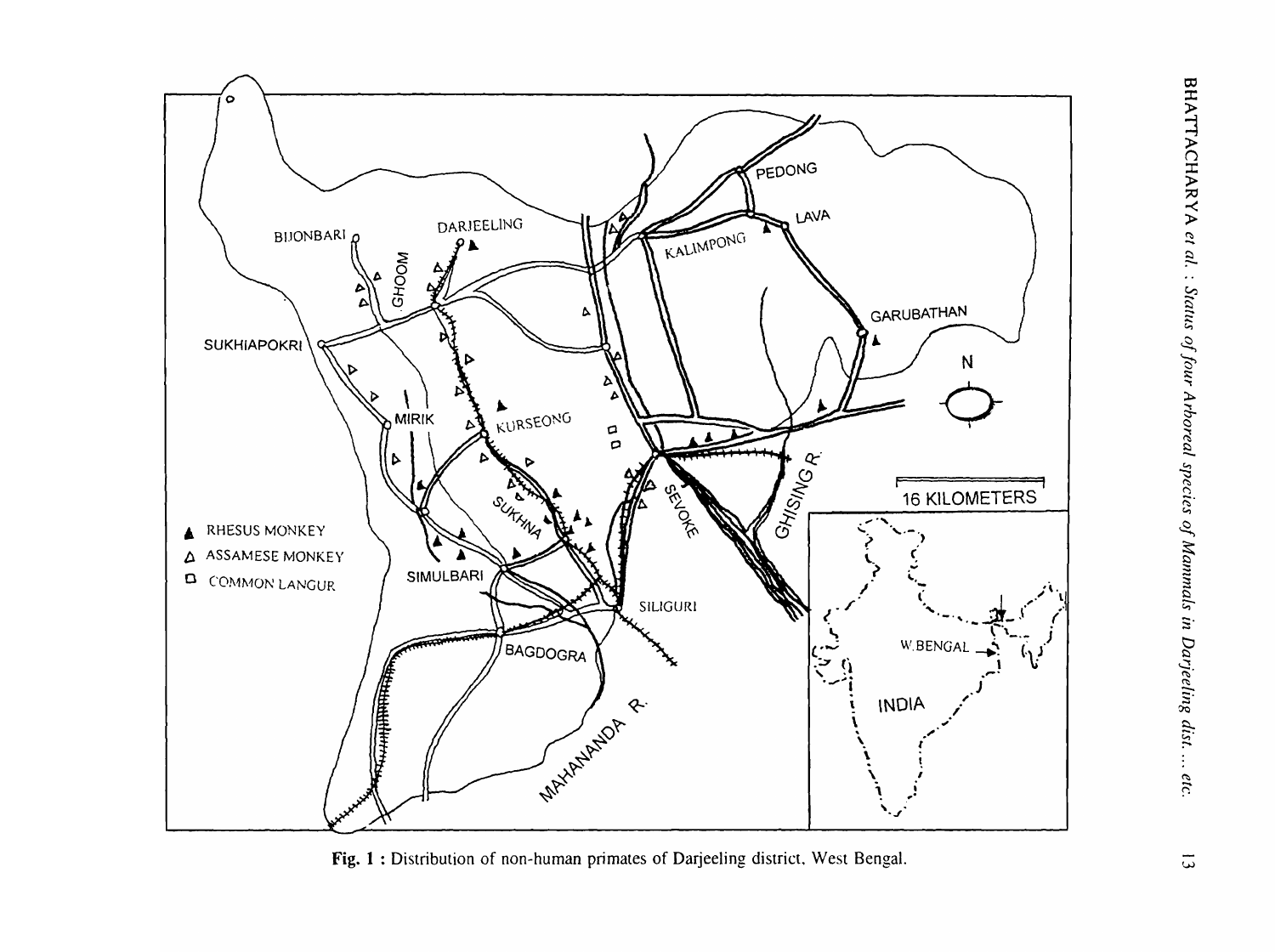Fig. 1 : Distribution of non-human primates of Darjeeling district, West Bengal.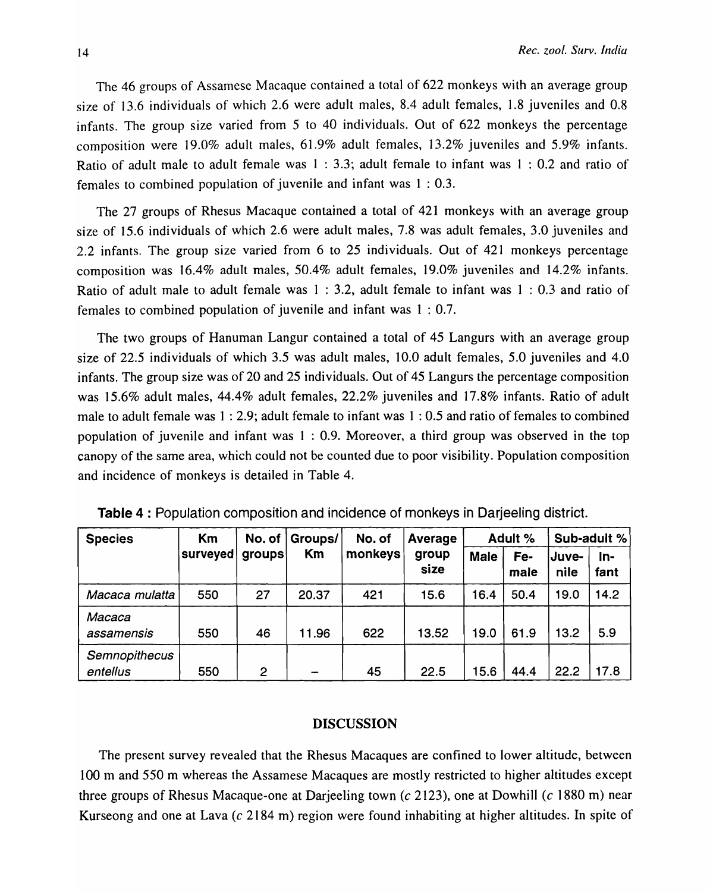The 46 groups of Assamese Macaque contained a total of 622 monkeys with an average group size of 13.6 individuals of which 2.6 were adult males, 8.4 adult females, 1.8 juveniles and 0.8 infants. The group size varied from 5 to 40 individuals. Out of 622 monkeys the percentage composition were 19.0% adult males, 61.9% adult females, 13.2% juveniles and 5.9% infants. Ratio of adult male to adult female was 1 : 3.3; adult female to infant was 1 : 0.2 and ratio of females to combined population of juvenile and infant was 1 : 0.3.

The 27 groups of Rhesus Macaque contained a total of 421 monkeys with an average group size of 15.6 individuals of which 2.6 were adult males, 7.8 was adult females, 3.0 juveniles and 2.2 infants. The group size varied from 6 to 25 individuals. Out of 421 monkeys percentage composition was 16.4% adult males, 50.4% adult females, 19.0% juveniles and 14.2% infants. Ratio of adult male to adult female was 1 : 3.2, adult female to infant was 1 : 0.3 and ratio of females to combined population of juvenile and infant was 1 : 0.7.

The two groups of Hanuman Langur contained a total of 45 Langurs with an average group size of 22.5 individuals of which 3.5 was adult males, 10.0 adult females, 5.0 juveniles and 4.0 infants. The group size was of 20 and 25 individuals. Out of 45 Langurs the percentage composition was 15.6% adult males, 44.4% adult females, 22.2% juveniles and 17.8% infants. Ratio of adult male to adult female was 1 : 2.9; adult female to infant was 1 : 0.5 and ratio of females to combined population of juvenile and infant was 1 : 0.9. Moreover, a third group was observed in the top canopy of the same area, which could not be counted due to poor visibility. Population composition and incidence of monkeys is detailed in Table 4.

**Table 4 :** Population composition and incidence of monkeys in Darjeeling district.

| Species | Km surveyed | No. of groups | Groups/ Km | No. of monkeys | Average group size | Adult % | | Sub-adult % | |
|---|---|---|---|---|---|---|---|---|---|
| | | | | | | Male | Female | Juvenile | Infant |
| *Macaca mulatta* | 550 | 27 | 20.37 | 421 | 15.6 | 16.4 | 50.4 | 19.0 | 14.2 |
| *Macaca assamensis* | 550 | 46 | 11.96 | 622 | 13.52 | 19.0 | 61.9 | 13.2 | 5.9 |
| *Semnopithecus entellus* | 550 | 2 | – | 45 | 22.5 | 15.6 | 44.4 | 22.2 | 17.8 |

## DISCUSSION

The present survey revealed that the Rhesus Macaques are confined to lower altitude, between 100 m and 550 m whereas the Assamese Macaques are mostly restricted to higher altitudes except three groups of Rhesus Macaque-one at Darjeeling town (*c* 2123), one at Dowhill (*c* 1880 m) near Kurseong and one at Lava (*c* 2184 m) region were found inhabiting at higher altitudes. In spite of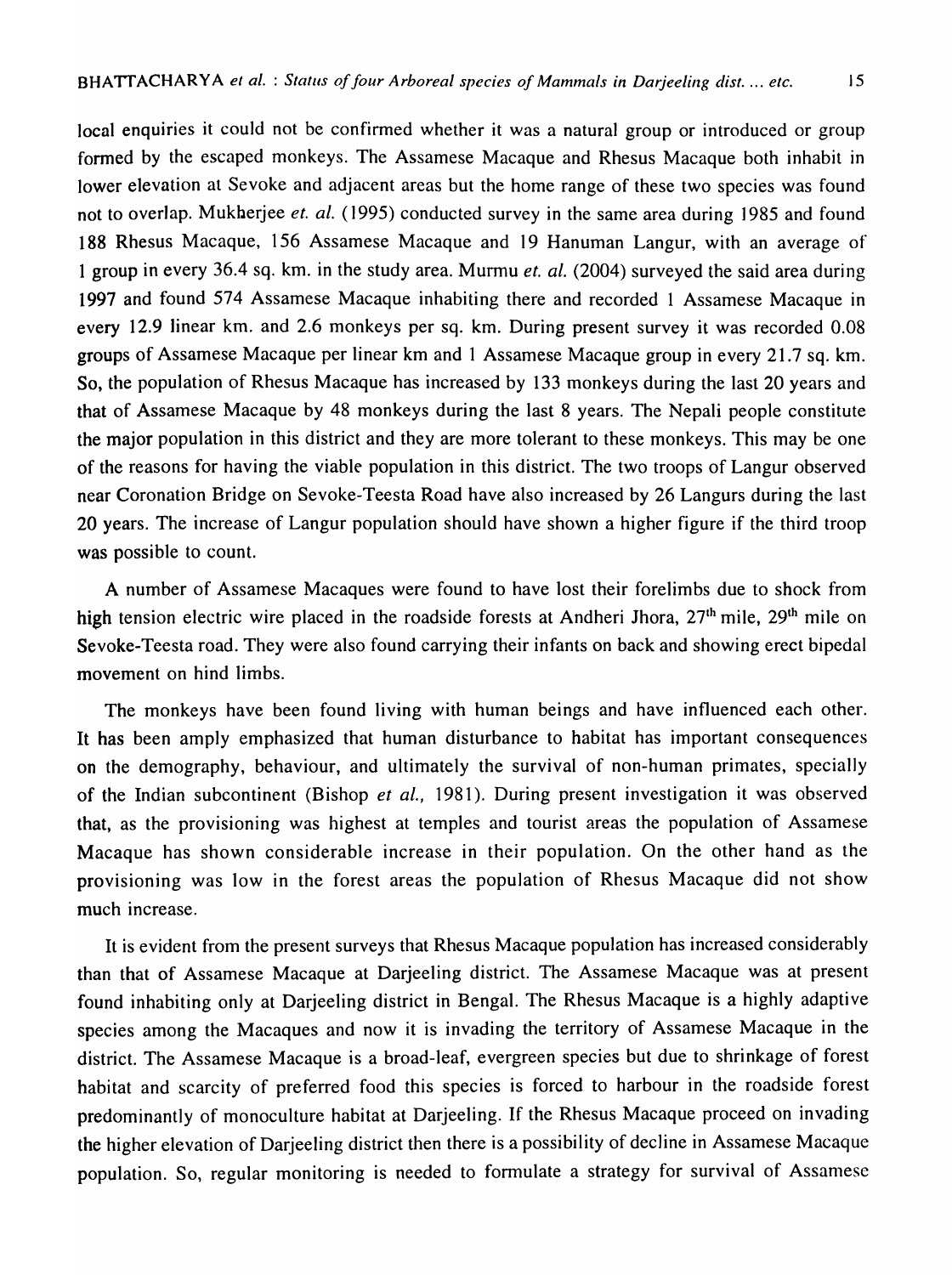local enquiries it could not be confirmed whether it was a natural group or introduced or group formed by the escaped monkeys. The Assamese Macaque and Rhesus Macaque both inhabit in lower elevation at Sevoke and adjacent areas but the home range of these two species was found not to overlap. Mukherjee *et. al.* (1995) conducted survey in the same area during 1985 and found 188 Rhesus Macaque, 156 Assamese Macaque and 19 Hanuman Langur, with an average of 1 group in every 36.4 sq. km. in the study area. Murmu *et. al.* (2004) surveyed the said area during 1997 and found 574 Assamese Macaque inhabiting there and recorded 1 Assamese Macaque in every 12.9 linear km. and 2.6 monkeys per sq. km. During present survey it was recorded 0.08 groups of Assamese Macaque per linear km and 1 Assamese Macaque group in every 21.7 sq. km. So, the population of Rhesus Macaque has increased by 133 monkeys during the last 20 years and that of Assamese Macaque by 48 monkeys during the last 8 years. The Nepali people constitute the major population in this district and they are more tolerant to these monkeys. This may be one of the reasons for having the viable population in this district. The two troops of Langur observed near Coronation Bridge on Sevoke-Teesta Road have also increased by 26 Langurs during the last 20 years. The increase of Langur population should have shown a higher figure if the third troop was possible to count.

A number of Assamese Macaques were found to have lost their forelimbs due to shock from high tension electric wire placed in the roadside forests at Andheri Jhora, 27th mile, 29th mile on Sevoke-Teesta road. They were also found carrying their infants on back and showing erect bipedal movement on hind limbs.

The monkeys have been found living with human beings and have influenced each other. It has been amply emphasized that human disturbance to habitat has important consequences on the demography, behaviour, and ultimately the survival of non-human primates, specially of the Indian subcontinent (Bishop *et al.,* 1981). During present investigation it was observed that, as the provisioning was highest at temples and tourist areas the population of Assamese Macaque has shown considerable increase in their population. On the other hand as the provisioning was low in the forest areas the population of Rhesus Macaque did not show much increase.

It is evident from the present surveys that Rhesus Macaque population has increased considerably than that of Assamese Macaque at Darjeeling district. The Assamese Macaque was at present found inhabiting only at Darjeeling district in Bengal. The Rhesus Macaque is a highly adaptive species among the Macaques and now it is invading the territory of Assamese Macaque in the district. The Assamese Macaque is a broad-leaf, evergreen species but due to shrinkage of forest habitat and scarcity of preferred food this species is forced to harbour in the roadside forest predominantly of monoculture habitat at Darjeeling. If the Rhesus Macaque proceed on invading the higher elevation of Darjeeling district then there is a possibility of decline in Assamese Macaque population. So, regular monitoring is needed to formulate a strategy for survival of Assamese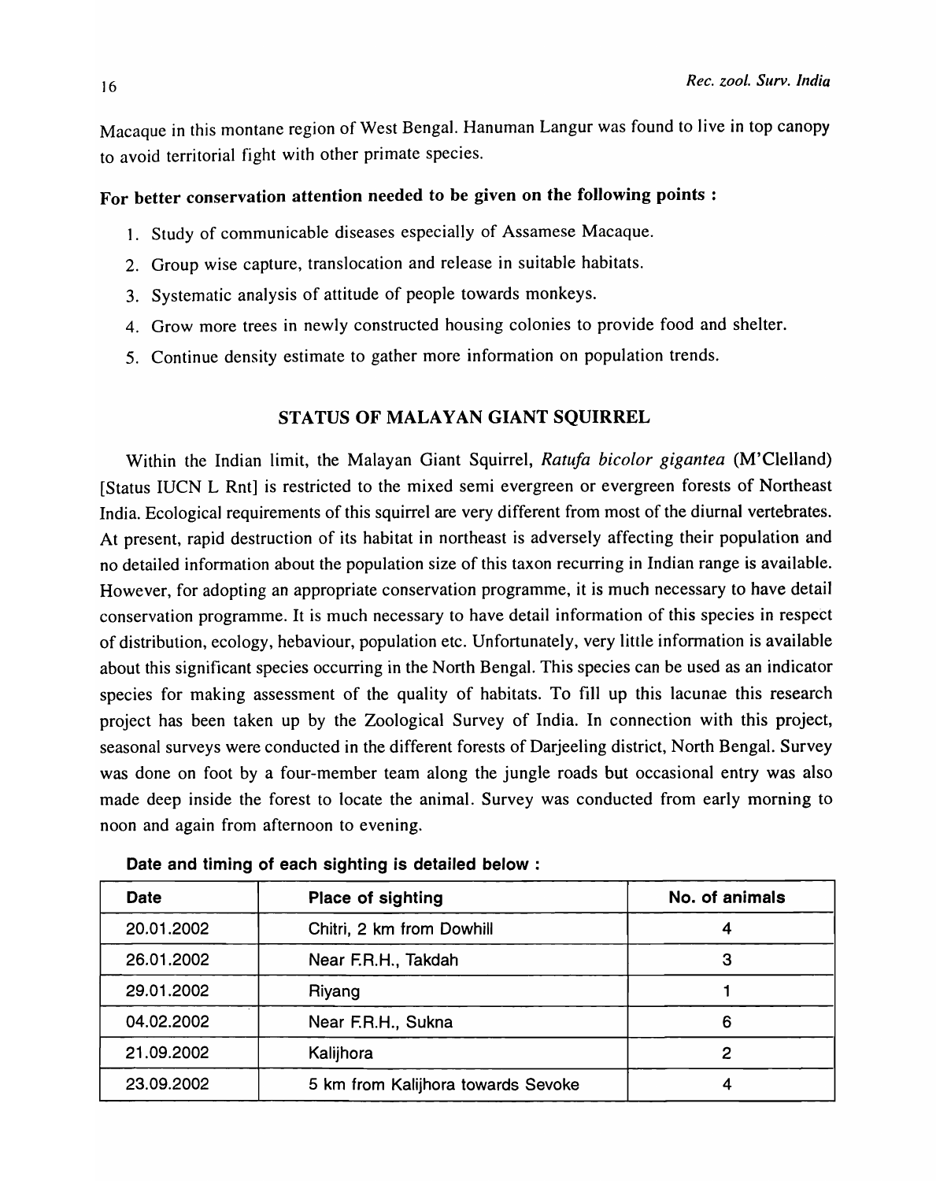Macaque in this montane region of West Bengal. Hanuman Langur was found to live in top canopy to avoid territorial fight with other primate species.

**For better conservation attention needed to be given on the following points :**

1. Study of communicable diseases especially of Assamese Macaque.
2. Group wise capture, translocation and release in suitable habitats.
3. Systematic analysis of attitude of people towards monkeys.
4. Grow more trees in newly constructed housing colonies to provide food and shelter.
5. Continue density estimate to gather more information on population trends.

## STATUS OF MALAYAN GIANT SQUIRREL

Within the Indian limit, the Malayan Giant Squirrel, *Ratufa bicolor gigantea* (M'Clelland) [Status IUCN L Rnt] is restricted to the mixed semi evergreen or evergreen forests of Northeast India. Ecological requirements of this squirrel are very different from most of the diurnal vertebrates. At present, rapid destruction of its habitat in northeast is adversely affecting their population and no detailed information about the population size of this taxon recurring in Indian range is available. However, for adopting an appropriate conservation programme, it is much necessary to have detail conservation programme. It is much necessary to have detail information of this species in respect of distribution, ecology, hebaviour, population etc. Unfortunately, very little information is available about this significant species occurring in the North Bengal. This species can be used as an indicator species for making assessment of the quality of habitats. To fill up this lacunae this research project has been taken up by the Zoological Survey of India. In connection with this project, seasonal surveys were conducted in the different forests of Darjeeling district, North Bengal. Survey was done on foot by a four-member team along the jungle roads but occasional entry was also made deep inside the forest to locate the animal. Survey was conducted from early morning to noon and again from afternoon to evening.

**Date and timing of each sighting is detailed below :**

| Date | Place of sighting | No. of animals |
|---|---|---|
| 20.01.2002 | Chitri, 2 km from Dowhill | 4 |
| 26.01.2002 | Near F.R.H., Takdah | 3 |
| 29.01.2002 | Riyang | 1 |
| 04.02.2002 | Near F.R.H., Sukna | 6 |
| 21.09.2002 | Kalijhora | 2 |
| 23.09.2002 | 5 km from Kalijhora towards Sevoke | 4 |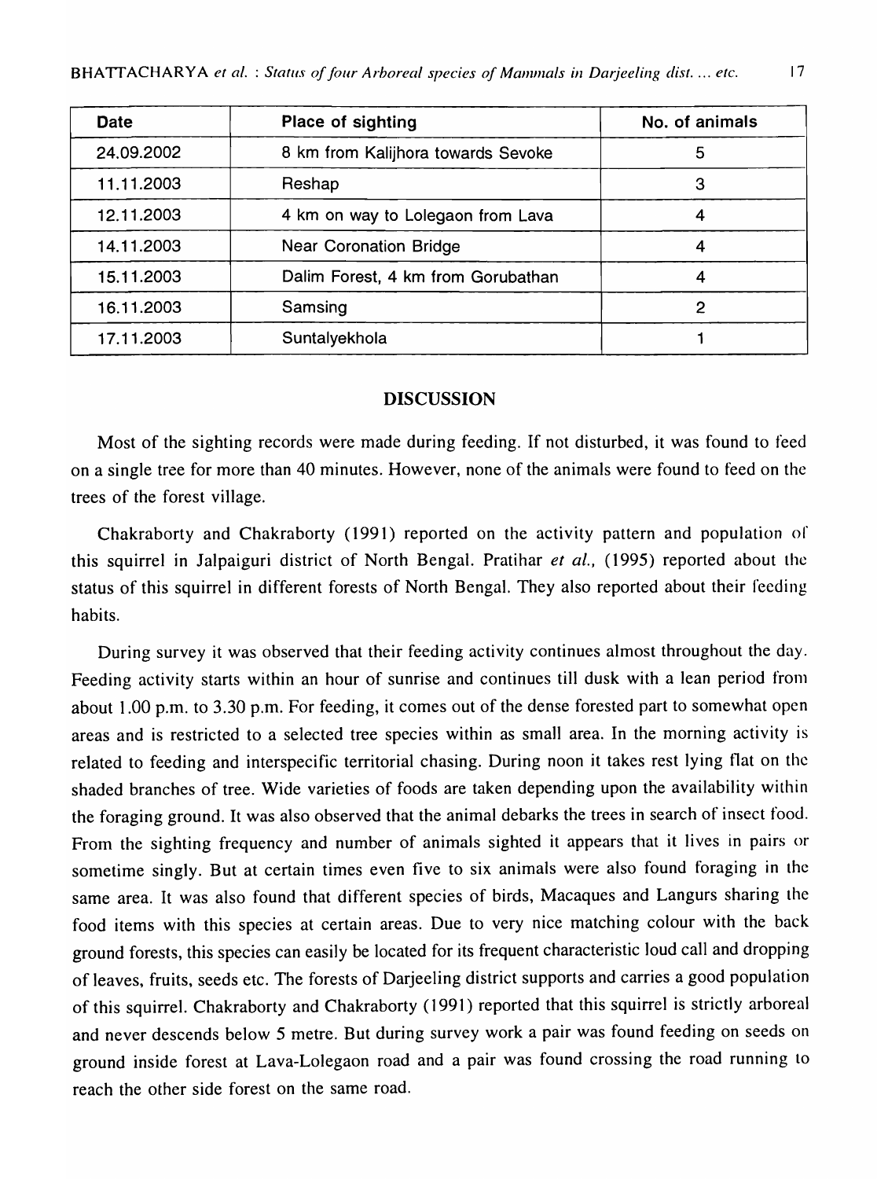| Date | Place of sighting | No. of animals |
|---|---|---|
| 24.09.2002 | 8 km from Kalijhora towards Sevoke | 5 |
| 11.11.2003 | Reshap | 3 |
| 12.11.2003 | 4 km on way to Lolegaon from Lava | 4 |
| 14.11.2003 | Near Coronation Bridge | 4 |
| 15.11.2003 | Dalim Forest, 4 km from Gorubathan | 4 |
| 16.11.2003 | Samsing | 2 |
| 17.11.2003 | Suntalyekhola | 1 |

## DISCUSSION

Most of the sighting records were made during feeding. If not disturbed, it was found to feed on a single tree for more than 40 minutes. However, none of the animals were found to feed on the trees of the forest village.

Chakraborty and Chakraborty (1991) reported on the activity pattern and population of this squirrel in Jalpaiguri district of North Bengal. Pratihar *et al.,* (1995) reported about the status of this squirrel in different forests of North Bengal. They also reported about their feeding habits.

During survey it was observed that their feeding activity continues almost throughout the day. Feeding activity starts within an hour of sunrise and continues till dusk with a lean period from about 1.00 p.m. to 3.30 p.m. For feeding, it comes out of the dense forested part to somewhat open areas and is restricted to a selected tree species within as small area. In the morning activity is related to feeding and interspecific territorial chasing. During noon it takes rest lying flat on the shaded branches of tree. Wide varieties of foods are taken depending upon the availability within the foraging ground. It was also observed that the animal debarks the trees in search of insect food. From the sighting frequency and number of animals sighted it appears that it lives in pairs or sometime singly. But at certain times even five to six animals were also found foraging in the same area. It was also found that different species of birds, Macaques and Langurs sharing the food items with this species at certain areas. Due to very nice matching colour with the back ground forests, this species can easily be located for its frequent characteristic loud call and dropping of leaves, fruits, seeds etc. The forests of Darjeeling district supports and carries a good population of this squirrel. Chakraborty and Chakraborty (1991) reported that this squirrel is strictly arboreal and never descends below 5 metre. But during survey work a pair was found feeding on seeds on ground inside forest at Lava-Lolegaon road and a pair was found crossing the road running to reach the other side forest on the same road.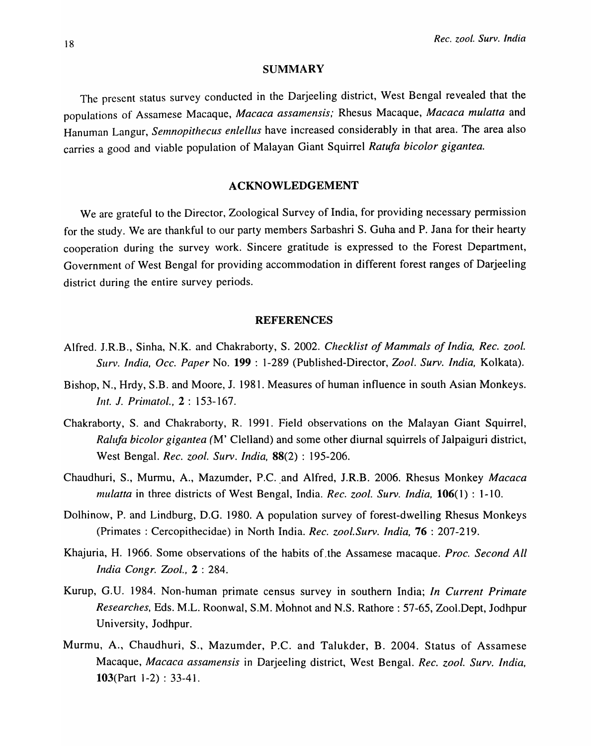## SUMMARY

The present status survey conducted in the Darjeeling district, West Bengal revealed that the populations of Assamese Macaque, *Macaca assamensis;* Rhesus Macaque, *Macaca mulatta* and Hanuman Langur, *Semnopithecus enlellus* have increased considerably in that area. The area also carries a good and viable population of Malayan Giant Squirrel *Ratufa bicolor gigantea.*

## ACKNOWLEDGEMENT

We are grateful to the Director, Zoological Survey of India, for providing necessary permission for the study. We are thankful to our party members Sarbashri S. Guha and P. Jana for their hearty cooperation during the survey work. Sincere gratitude is expressed to the Forest Department, Government of West Bengal for providing accommodation in different forest ranges of Darjeeling district during the entire survey periods.

## REFERENCES

Alfred. J.R.B., Sinha, N.K. and Chakraborty, S. 2002. *Checklist of Mammals of India, Rec. zool. Surv. India, Occ. Paper* No. **199** : 1-289 (Published-Director, *Zool. Surv. India,* Kolkata).

Bishop, N., Hrdy, S.B. and Moore, J. 1981. Measures of human influence in south Asian Monkeys. *Int. J. Primatol.,* **2** : 153-167.

Chakraborty, S. and Chakraborty, R. 1991. Field observations on the Malayan Giant Squirrel, *Ralufa bicolor gigantea (*M' Clelland) and some other diurnal squirrels of Jalpaiguri district, West Bengal. *Rec. zool. Surv. India,* **88**(2) : 195-206.

Chaudhuri, S., Murmu, A., Mazumder, P.C. and Alfred, J.R.B. 2006. Rhesus Monkey *Macaca mulatta* in three districts of West Bengal, India. *Rec. zool. Surv. India,* **106**(1) : 1-10.

Dolhinow, P. and Lindburg, D.G. 1980. A population survey of forest-dwelling Rhesus Monkeys (Primates : Cercopithecidae) in North India. *Rec. zool.Surv. India,* **76** : 207-219.

Khajuria, H. 1966. Some observations of the habits of the Assamese macaque. *Proc. Second All India Congr. Zool.,* **2** : 284.

Kurup, G.U. 1984. Non-human primate census survey in southern India; *In Current Primate Researches,* Eds. M.L. Roonwal, S.M. Mohnot and N.S. Rathore : 57-65, Zool.Dept, Jodhpur University, Jodhpur.

Murmu, A., Chaudhuri, S., Mazumder, P.C. and Talukder, B. 2004. Status of Assamese Macaque, *Macaca assamensis* in Darjeeling district, West Bengal. *Rec. zool. Surv. India,* **103**(Part 1-2) : 33-41.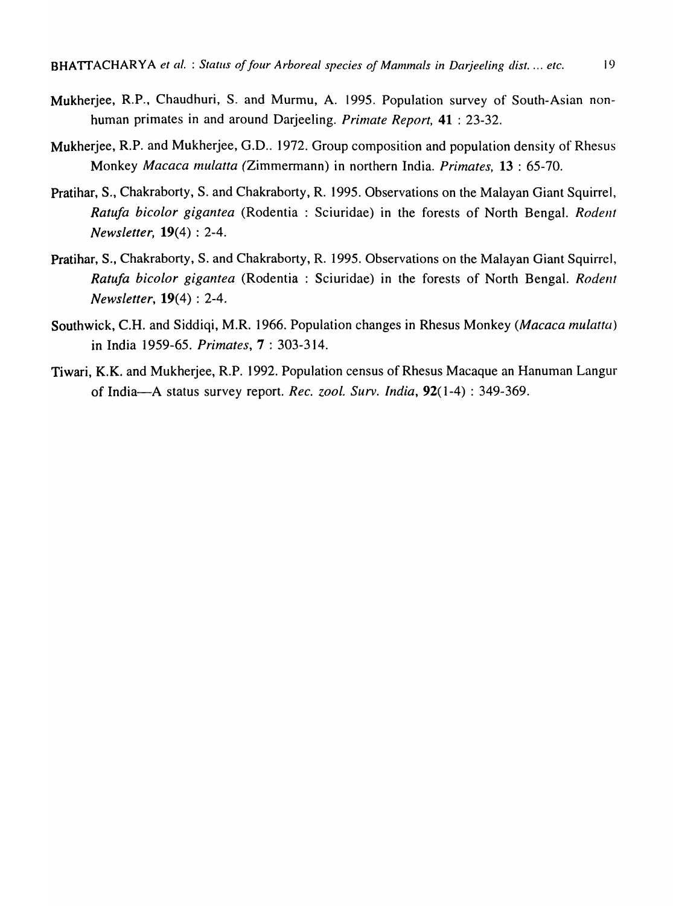Mukherjee, R.P., Chaudhuri, S. and Murmu, A. 1995. Population survey of South-Asian non-human primates in and around Darjeeling. *Primate Report,* **41** : 23-32.

Mukherjee, R.P. and Mukherjee, G.D.. 1972. Group composition and population density of Rhesus Monkey *Macaca mulatta* (Zimmermann) in northern India. *Primates,* **13** : 65-70.

Pratihar, S., Chakraborty, S. and Chakraborty, R. 1995. Observations on the Malayan Giant Squirrel, *Ratufa bicolor gigantea* (Rodentia : Sciuridae) in the forests of North Bengal. *Rodent Newsletter,* **19**(4) : 2-4.

Pratihar, S., Chakraborty, S. and Chakraborty, R. 1995. Observations on the Malayan Giant Squirrel, *Ratufa bicolor gigantea* (Rodentia : Sciuridae) in the forests of North Bengal. *Rodent Newsletter,* **19**(4) : 2-4.

Southwick, C.H. and Siddiqi, M.R. 1966. Population changes in Rhesus Monkey (*Macaca mulatta*) in India 1959-65. *Primates,* **7** : 303-314.

Tiwari, K.K. and Mukherjee, R.P. 1992. Population census of Rhesus Macaque an Hanuman Langur of India—A status survey report. *Rec. zool. Surv. India,* **92**(1-4) : 349-369.